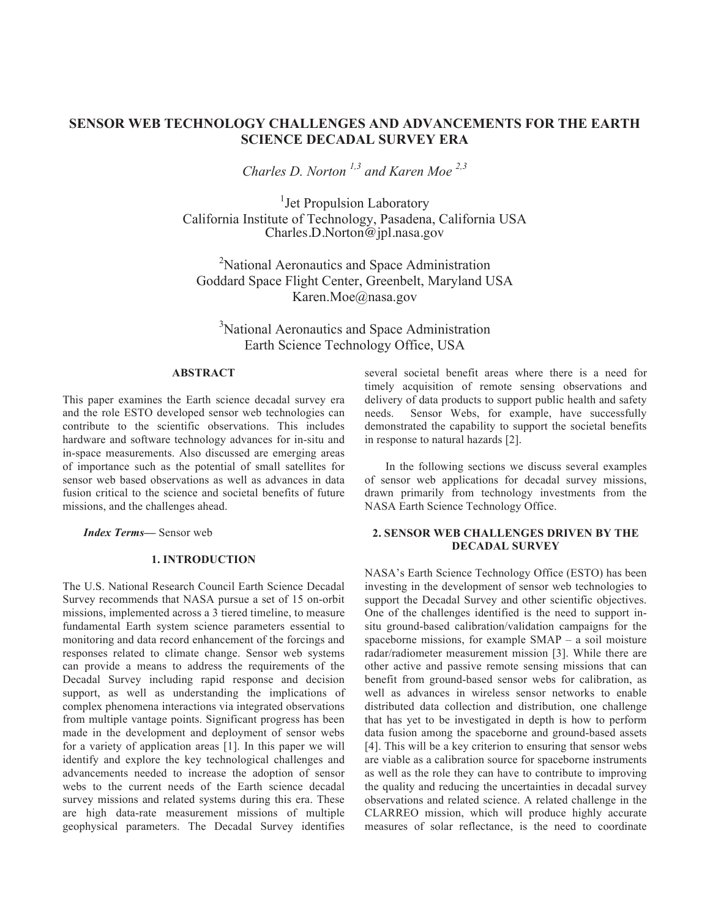# SENSOR WEB TECHNOLOGY CHALLENGES AND ADVANCEMENTS FOR THE EARTH SCIENCE DECADAL SURVEY ERA

*Charles D. Norton [1,3] and Karen Moe [2,3]*

[1]Jet Propulsion Laboratory
California Institute of Technology, Pasadena, California USA
Charles.D.Norton@jpl.nasa.gov

[2]National Aeronautics and Space Administration
Goddard Space Flight Center, Greenbelt, Maryland USA
Karen.Moe@nasa.gov

[3]National Aeronautics and Space Administration
Earth Science Technology Office, USA

### ABSTRACT

This paper examines the Earth science decadal survey era and the role ESTO developed sensor web technologies can contribute to the scientific observations. This includes hardware and software technology advances for in-situ and in-space measurements. Also discussed are emerging areas of importance such as the potential of small satellites for sensor web based observations as well as advances in data fusion critical to the science and societal benefits of future missions, and the challenges ahead.

***Index Terms—*** Sensor web

## 1. INTRODUCTION

The U.S. National Research Council Earth Science Decadal Survey recommends that NASA pursue a set of 15 on-orbit missions, implemented across a 3 tiered timeline, to measure fundamental Earth system science parameters essential to monitoring and data record enhancement of the forcings and responses related to climate change. Sensor web systems can provide a means to address the requirements of the Decadal Survey including rapid response and decision support, as well as understanding the implications of complex phenomena interactions via integrated observations from multiple vantage points. Significant progress has been made in the development and deployment of sensor webs for a variety of application areas [1]. In this paper we will identify and explore the key technological challenges and advancements needed to increase the adoption of sensor webs to the current needs of the Earth science decadal survey missions and related systems during this era. These are high data-rate measurement missions of multiple geophysical parameters. The Decadal Survey identifies several societal benefit areas where there is a need for timely acquisition of remote sensing observations and delivery of data products to support public health and safety needs. Sensor Webs, for example, have successfully demonstrated the capability to support the societal benefits in response to natural hazards [2].

In the following sections we discuss several examples of sensor web applications for decadal survey missions, drawn primarily from technology investments from the NASA Earth Science Technology Office.

## 2. SENSOR WEB CHALLENGES DRIVEN BY THE DECADAL SURVEY

NASA's Earth Science Technology Office (ESTO) has been investing in the development of sensor web technologies to support the Decadal Survey and other scientific objectives. One of the challenges identified is the need to support in-situ ground-based calibration/validation campaigns for the spaceborne missions, for example SMAP – a soil moisture radar/radiometer measurement mission [3]. While there are other active and passive remote sensing missions that can benefit from ground-based sensor webs for calibration, as well as advances in wireless sensor networks to enable distributed data collection and distribution, one challenge that has yet to be investigated in depth is how to perform data fusion among the spaceborne and ground-based assets [4]. This will be a key criterion to ensuring that sensor webs are viable as a calibration source for spaceborne instruments as well as the role they can have to contribute to improving the quality and reducing the uncertainties in decadal survey observations and related science. A related challenge in the CLARREO mission, which will produce highly accurate measures of solar reflectance, is the need to coordinate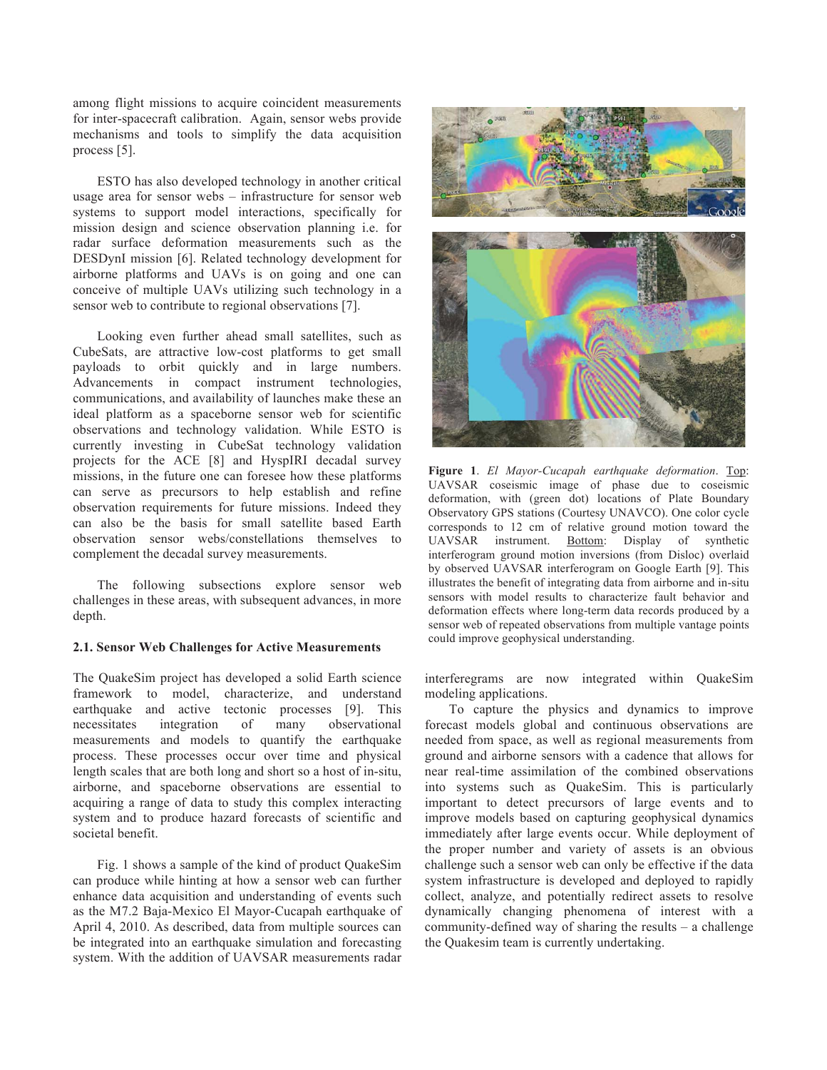among flight missions to acquire coincident measurements for inter-spacecraft calibration. Again, sensor webs provide mechanisms and tools to simplify the data acquisition process [5].

ESTO has also developed technology in another critical usage area for sensor webs – infrastructure for sensor web systems to support model interactions, specifically for mission design and science observation planning i.e. for radar surface deformation measurements such as the DESDynI mission [6]. Related technology development for airborne platforms and UAVs is on going and one can conceive of multiple UAVs utilizing such technology in a sensor web to contribute to regional observations [7].

Looking even further ahead small satellites, such as CubeSats, are attractive low-cost platforms to get small payloads to orbit quickly and in large numbers. Advancements in compact instrument technologies, communications, and availability of launches make these an ideal platform as a spaceborne sensor web for scientific observations and technology validation. While ESTO is currently investing in CubeSat technology validation projects for the ACE [8] and HyspIRI decadal survey missions, in the future one can foresee how these platforms can serve as precursors to help establish and refine observation requirements for future missions. Indeed they can also be the basis for small satellite based Earth observation sensor webs/constellations themselves to complement the decadal survey measurements.

The following subsections explore sensor web challenges in these areas, with subsequent advances, in more depth.

**Figure 1**. *El Mayor-Cucapah earthquake deformation*. Top: UAVSAR coseismic image of phase due to coseismic deformation, with (green dot) locations of Plate Boundary Observatory GPS stations (Courtesy UNAVCO). One color cycle corresponds to 12 cm of relative ground motion toward the UAVSAR instrument. Bottom: Display of synthetic interferogram ground motion inversions (from Disloc) overlaid by observed UAVSAR interferogram on Google Earth [9]. This illustrates the benefit of integrating data from airborne and in-situ sensors with model results to characterize fault behavior and deformation effects where long-term data records produced by a sensor web of repeated observations from multiple vantage points could improve geophysical understanding.

### 2.1. Sensor Web Challenges for Active Measurements

The QuakeSim project has developed a solid Earth science framework to model, characterize, and understand earthquake and active tectonic processes [9]. This necessitates integration of many observational measurements and models to quantify the earthquake process. These processes occur over time and physical length scales that are both long and short so a host of in-situ, airborne, and spaceborne observations are essential to acquiring a range of data to study this complex interacting system and to produce hazard forecasts of scientific and societal benefit.

Fig. 1 shows a sample of the kind of product QuakeSim can produce while hinting at how a sensor web can further enhance data acquisition and understanding of events such as the M7.2 Baja-Mexico El Mayor-Cucapah earthquake of April 4, 2010. As described, data from multiple sources can be integrated into an earthquake simulation and forecasting system. With the addition of UAVSAR measurements radar interferegrams are now integrated within QuakeSim modeling applications.

To capture the physics and dynamics to improve forecast models global and continuous observations are needed from space, as well as regional measurements from ground and airborne sensors with a cadence that allows for near real-time assimilation of the combined observations into systems such as QuakeSim. This is particularly important to detect precursors of large events and to improve models based on capturing geophysical dynamics immediately after large events occur. While deployment of the proper number and variety of assets is an obvious challenge such a sensor web can only be effective if the data system infrastructure is developed and deployed to rapidly collect, analyze, and potentially redirect assets to resolve dynamically changing phenomena of interest with a community-defined way of sharing the results – a challenge the Quakesim team is currently undertaking.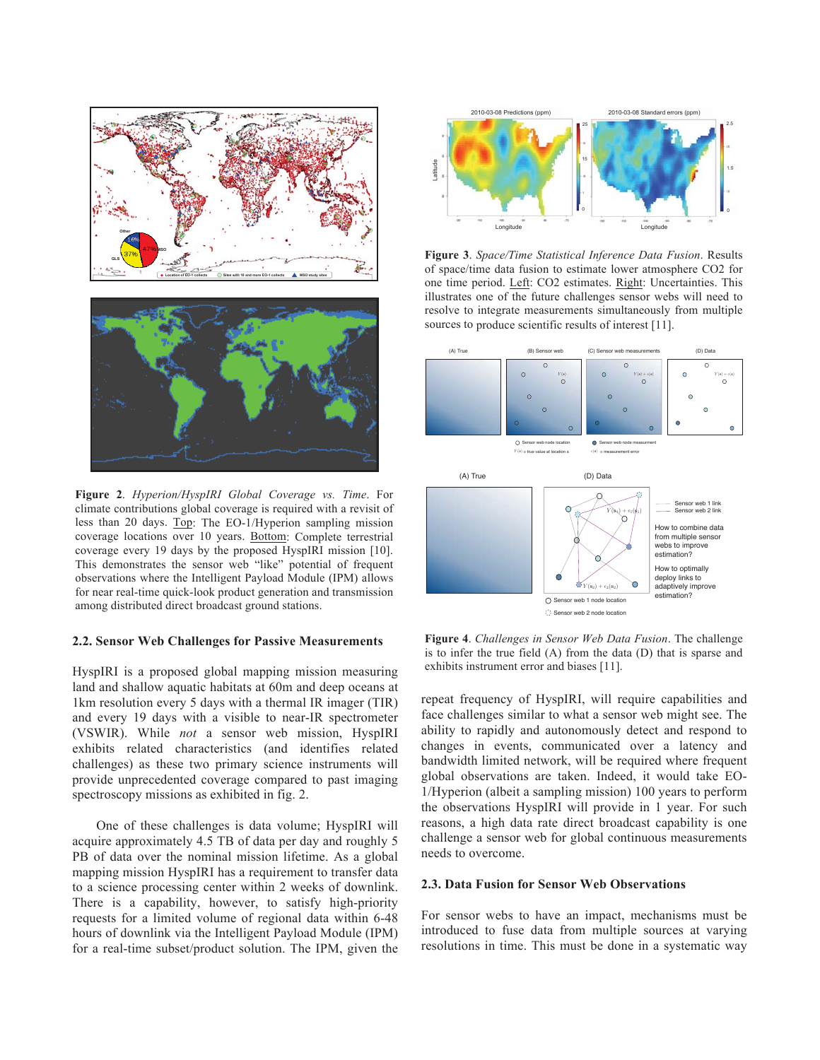**Figure 2**. *Hyperion/HyspIRI Global Coverage vs. Time*. For climate contributions global coverage is required with a revisit of less than 20 days. Top: The EO-1/Hyperion sampling mission coverage locations over 10 years. Bottom: Complete terrestrial coverage every 19 days by the proposed HyspIRI mission [10]. This demonstrates the sensor web "like" potential of frequent observations where the Intelligent Payload Module (IPM) allows for near real-time quick-look product generation and transmission among distributed direct broadcast ground stations.

### 2.2. Sensor Web Challenges for Passive Measurements

HyspIRI is a proposed global mapping mission measuring land and shallow aquatic habitats at 60m and deep oceans at 1km resolution every 5 days with a thermal IR imager (TIR) and every 19 days with a visible to near-IR spectrometer (VSWIR). While *not* a sensor web mission, HyspIRI exhibits related characteristics (and identifies related challenges) as these two primary science instruments will provide unprecedented coverage compared to past imaging spectroscopy missions as exhibited in fig. 2.

One of these challenges is data volume; HyspIRI will acquire approximately 4.5 TB of data per day and roughly 5 PB of data over the nominal mission lifetime. As a global mapping mission HyspIRI has a requirement to transfer data to a science processing center within 2 weeks of downlink. There is a capability, however, to satisfy high-priority requests for a limited volume of regional data within 6-48 hours of downlink via the Intelligent Payload Module (IPM) for a real-time subset/product solution. The IPM, given the repeat frequency of HyspIRI, will require capabilities and face challenges similar to what a sensor web might see. The ability to rapidly and autonomously detect and respond to changes in events, communicated over a latency and bandwidth limited network, will be required where frequent global observations are taken. Indeed, it would take EO-1/Hyperion (albeit a sampling mission) 100 years to perform the observations HyspIRI will provide in 1 year. For such reasons, a high data rate direct broadcast capability is one challenge a sensor web for global continuous measurements needs to overcome.

**Figure 3**. *Space/Time Statistical Inference Data Fusion*. Results of space/time data fusion to estimate lower atmosphere CO2 for one time period. Left: CO2 estimates. Right: Uncertainties. This illustrates one of the future challenges sensor webs will need to resolve to integrate measurements simultaneously from multiple sources to produce scientific results of interest [11].

**Figure 4**. *Challenges in Sensor Web Data Fusion*. The challenge is to infer the true field (A) from the data (D) that is sparse and exhibits instrument error and biases [11].

### 2.3. Data Fusion for Sensor Web Observations

For sensor webs to have an impact, mechanisms must be introduced to fuse data from multiple sources at varying resolutions in time. This must be done in a systematic way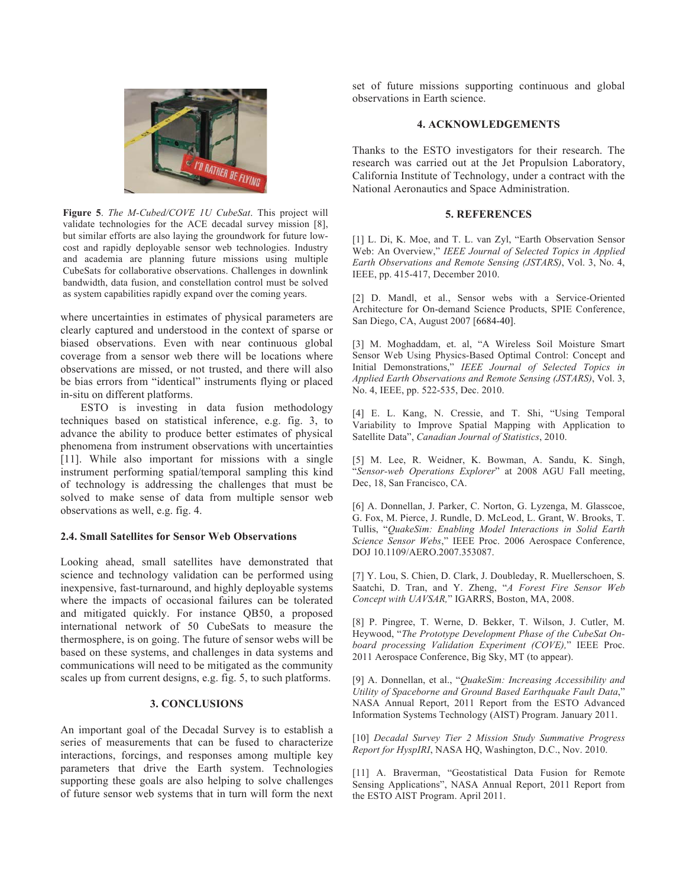**Figure 5**. *The M-Cubed/COVE 1U CubeSat*. This project will validate technologies for the ACE decadal survey mission [8], but similar efforts are also laying the groundwork for future low-cost and rapidly deployable sensor web technologies. Industry and academia are planning future missions using multiple CubeSats for collaborative observations. Challenges in downlink bandwidth, data fusion, and constellation control must be solved as system capabilities rapidly expand over the coming years.

where uncertainties in estimates of physical parameters are clearly captured and understood in the context of sparse or biased observations. Even with near continuous global coverage from a sensor web there will be locations where observations are missed, or not trusted, and there will also be bias errors from "identical" instruments flying or placed in-situ on different platforms.

ESTO is investing in data fusion methodology techniques based on statistical inference, e.g. fig. 3, to advance the ability to produce better estimates of physical phenomena from instrument observations with uncertainties [11]. While also important for missions with a single instrument performing spatial/temporal sampling this kind of technology is addressing the challenges that must be solved to make sense of data from multiple sensor web observations as well, e.g. fig. 4.

### 2.4. Small Satellites for Sensor Web Observations

Looking ahead, small satellites have demonstrated that science and technology validation can be performed using inexpensive, fast-turnaround, and highly deployable systems where the impacts of occasional failures can be tolerated and mitigated quickly. For instance QB50, a proposed international network of 50 CubeSats to measure the thermosphere, is on going. The future of sensor webs will be based on these systems, and challenges in data systems and communications will need to be mitigated as the community scales up from current designs, e.g. fig. 5, to such platforms.

## 3. CONCLUSIONS

An important goal of the Decadal Survey is to establish a series of measurements that can be fused to characterize interactions, forcings, and responses among multiple key parameters that drive the Earth system. Technologies supporting these goals are also helping to solve challenges of future sensor web systems that in turn will form the next set of future missions supporting continuous and global observations in Earth science.

## 4. ACKNOWLEDGEMENTS

Thanks to the ESTO investigators for their research. The research was carried out at the Jet Propulsion Laboratory, California Institute of Technology, under a contract with the National Aeronautics and Space Administration.

## 5. REFERENCES

[1] L. Di, K. Moe, and T. L. van Zyl, "Earth Observation Sensor Web: An Overview," *IEEE Journal of Selected Topics in Applied Earth Observations and Remote Sensing (JSTARS)*, Vol. 3, No. 4, IEEE, pp. 415-417, December 2010.

[2] D. Mandl, et al., Sensor webs with a Service-Oriented Architecture for On-demand Science Products, SPIE Conference, San Diego, CA, August 2007 [6684-40].

[3] M. Moghaddam, et. al, "A Wireless Soil Moisture Smart Sensor Web Using Physics-Based Optimal Control: Concept and Initial Demonstrations," *IEEE Journal of Selected Topics in Applied Earth Observations and Remote Sensing (JSTARS)*, Vol. 3, No. 4, IEEE, pp. 522-535, Dec. 2010.

[4] E. L. Kang, N. Cressie, and T. Shi, "Using Temporal Variability to Improve Spatial Mapping with Application to Satellite Data", *Canadian Journal of Statistics*, 2010.

[5] M. Lee, R. Weidner, K. Bowman, A. Sandu, K. Singh, "*Sensor-web Operations Explorer*" at 2008 AGU Fall meeting, Dec, 18, San Francisco, CA.

[6] A. Donnellan, J. Parker, C. Norton, G. Lyzenga, M. Glasscoe, G. Fox, M. Pierce, J. Rundle, D. McLeod, L. Grant, W. Brooks, T. Tullis, "*QuakeSim: Enabling Model Interactions in Solid Earth Science Sensor Webs*," IEEE Proc. 2006 Aerospace Conference, DOJ 10.1109/AERO.2007.353087.

[7] Y. Lou, S. Chien, D. Clark, J. Doubleday, R. Muellerschoen, S. Saatchi, D. Tran, and Y. Zheng, "*A Forest Fire Sensor Web Concept with UAVSAR,*" IGARRS, Boston, MA, 2008.

[8] P. Pingree, T. Werne, D. Bekker, T. Wilson, J. Cutler, M. Heywood, "*The Prototype Development Phase of the CubeSat On-board processing Validation Experiment (COVE),*" IEEE Proc. 2011 Aerospace Conference, Big Sky, MT (to appear).

[9] A. Donnellan, et al., "*QuakeSim: Increasing Accessibility and Utility of Spaceborne and Ground Based Earthquake Fault Data*," NASA Annual Report, 2011 Report from the ESTO Advanced Information Systems Technology (AIST) Program. January 2011.

[10] *Decadal Survey Tier 2 Mission Study Summative Progress Report for HyspIRI*, NASA HQ, Washington, D.C., Nov. 2010.

[11] A. Braverman, "Geostatistical Data Fusion for Remote Sensing Applications", NASA Annual Report, 2011 Report from the ESTO AIST Program. April 2011.